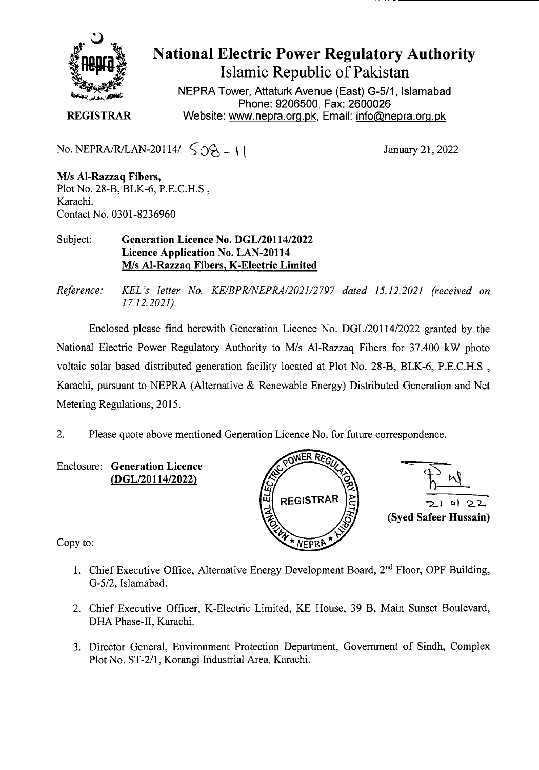# National Electric Power Regulatory Authority

## Islamic Republic of Pakistan

NEPRA Tower, Attaturk Avenue (East) G-5/1, Islamabad
Phone: 9206500, Fax: 2600026
Website: www.nepra.org.pk, Email: info@nepra.org.pk

**REGISTRAR**

No. NEPRA/R/LAN-20114/ 508 – 11

January 21, 2022

**M/s Al-Razzaq Fibers,**
Plot No. 28-B, BLK-6, P.E.C.H.S ,
Karachi.
Contact No. 0301-8236960

Subject: **Generation Licence No. DGL/20114/2022**
**Licence Application No. LAN-20114**
**M/s Al-Razzaq Fibers, K-Electric Limited**

*Reference: KEL's letter No. KE/BPR/NEPRA/2021/2797 dated 15.12.2021 (received on 17.12.2021).*

Enclosed please find herewith Generation Licence No. DGL/20114/2022 granted by the National Electric Power Regulatory Authority to M/s Al-Razzaq Fibers for 37.400 kW photo voltaic solar based distributed generation facility located at Plot No. 28-B, BLK-6, P.E.C.H.S , Karachi, pursuant to NEPRA (Alternative & Renewable Energy) Distributed Generation and Net Metering Regulations, 2015.

2. Please quote above mentioned Generation Licence No. for future correspondence.

Enclosure: **Generation Licence**
**(DGL/20114/2022)**

21 01 22
**(Syed Safeer Hussain)**

Copy to:

1. Chief Executive Office, Alternative Energy Development Board, 2nd Floor, OPF Building, G-5/2, Islamabad.
2. Chief Executive Officer, K-Electric Limited, KE House, 39 B, Main Sunset Boulevard, DHA Phase-II, Karachi.
3. Director General, Environment Protection Department, Government of Sindh, Complex Plot No. ST-2/1, Korangi Industrial Area, Karachi.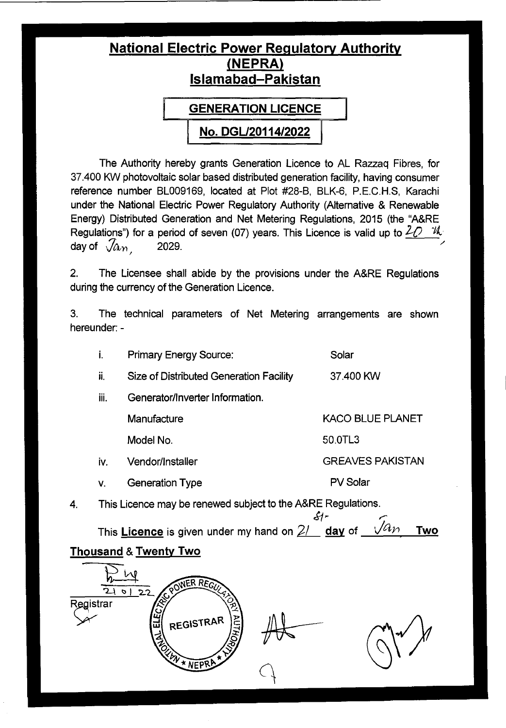# National Electric Power Regulatory Authority (NEPRA) Islamabad–Pakistan

## GENERATION LICENCE

## No. DGL/20114/2022

The Authority hereby grants Generation Licence to AL Razzaq Fibres, for 37.400 KW photovoltaic solar based distributed generation facility, having consumer reference number BL009169, located at Plot #28-B, BLK-6, P.E.C.H.S, Karachi under the National Electric Power Regulatory Authority (Alternative & Renewable Energy) Distributed Generation and Net Metering Regulations, 2015 (the "A&RE Regulations") for a period of seven (07) years. This Licence is valid up to 20 th day of Jan, 2029.

2. The Licensee shall abide by the provisions under the A&RE Regulations during the currency of the Generation Licence.

3. The technical parameters of Net Metering arrangements are shown hereunder: -

| | | |
|---|---|---|
| i. | Primary Energy Source: | Solar |
| ii. | Size of Distributed Generation Facility | 37.400 KW |
| iii. | Generator/Inverter Information. | |
| | Manufacture | KACO BLUE PLANET |
| | Model No. | 50.0TL3 |
| iv. | Vendor/Installer | GREAVES PAKISTAN |
| v. | Generation Type | PV Solar |

4. This Licence may be renewed subject to the A&RE Regulations.

This **Licence** is given under my hand on 21st **day** of Jan **Two Thousand** & **Twenty Two**

21 01 22

Registrar

REGISTRAR
NATIONAL ELECTRIC POWER REGULATORY AUTHORITY
NEPRA